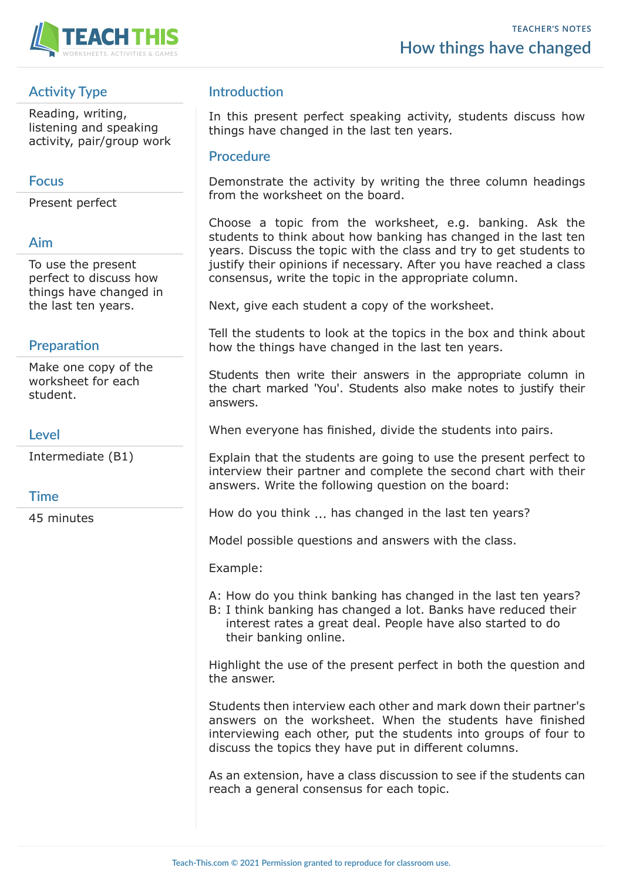TEACHER'S NOTES

# How things have changed

## Activity Type

Reading, writing, listening and speaking activity, pair/group work

## Focus

Present perfect

## Aim

To use the present perfect to discuss how things have changed in the last ten years.

## Preparation

Make one copy of the worksheet for each student.

## Level

Intermediate (B1)

## Time

45 minutes

## Introduction

In this present perfect speaking activity, students discuss how things have changed in the last ten years.

## Procedure

Demonstrate the activity by writing the three column headings from the worksheet on the board.

Choose a topic from the worksheet, e.g. banking. Ask the students to think about how banking has changed in the last ten years. Discuss the topic with the class and try to get students to justify their opinions if necessary. After you have reached a class consensus, write the topic in the appropriate column.

Next, give each student a copy of the worksheet.

Tell the students to look at the topics in the box and think about how the things have changed in the last ten years.

Students then write their answers in the appropriate column in the chart marked 'You'. Students also make notes to justify their answers.

When everyone has finished, divide the students into pairs.

Explain that the students are going to use the present perfect to interview their partner and complete the second chart with their answers. Write the following question on the board:

How do you think ... has changed in the last ten years?

Model possible questions and answers with the class.

Example:

A: How do you think banking has changed in the last ten years?
B: I think banking has changed a lot. Banks have reduced their interest rates a great deal. People have also started to do their banking online.

Highlight the use of the present perfect in both the question and the answer.

Students then interview each other and mark down their partner's answers on the worksheet. When the students have finished interviewing each other, put the students into groups of four to discuss the topics they have put in different columns.

As an extension, have a class discussion to see if the students can reach a general consensus for each topic.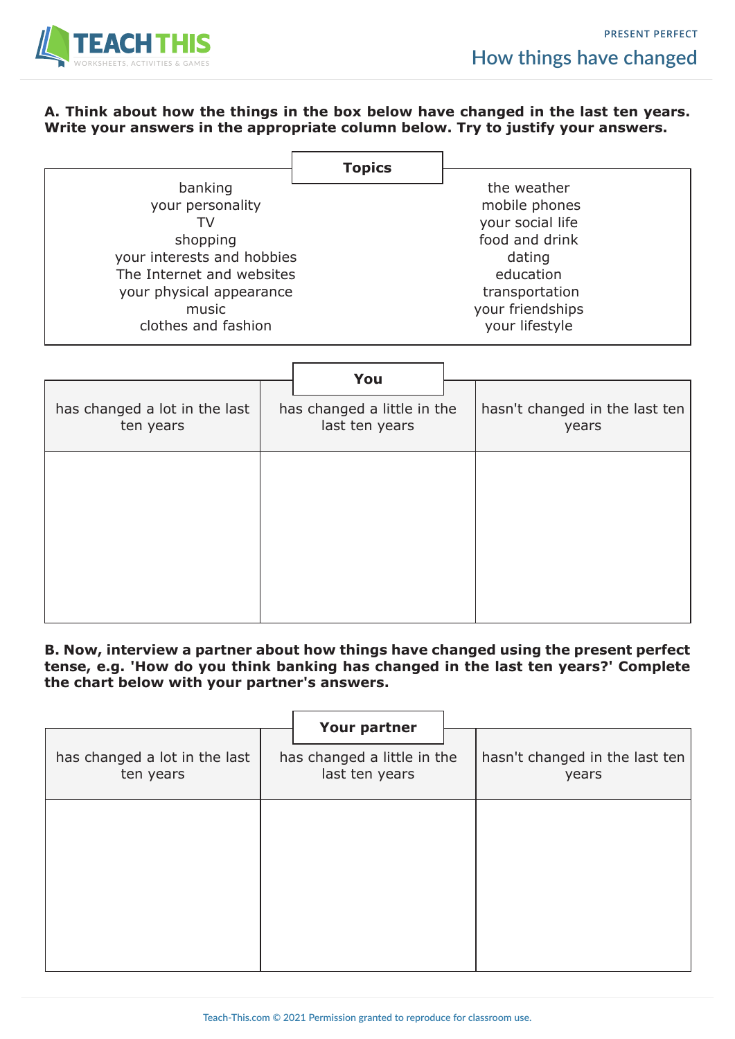# How things have changed

PRESENT PERFECT

**A. Think about how the things in the box below have changed in the last ten years. Write your answers in the appropriate column below. Try to justify your answers.**

| **Topics** | |
|---|---|
| banking | the weather |
| your personality | mobile phones |
| TV | your social life |
| shopping | food and drink |
| your interests and hobbies | dating |
| The Internet and websites | education |
| your physical appearance | transportation |
| music | your friendships |
| clothes and fashion | your lifestyle |

**You**

| has changed a lot in the last ten years | has changed a little in the last ten years | hasn't changed in the last ten years |
|---|---|---|
| | | |

**B. Now, interview a partner about how things have changed using the present perfect tense, e.g. 'How do you think banking has changed in the last ten years?' Complete the chart below with your partner's answers.**

**Your partner**

| has changed a lot in the last ten years | has changed a little in the last ten years | hasn't changed in the last ten years |
|---|---|---|
| | | |